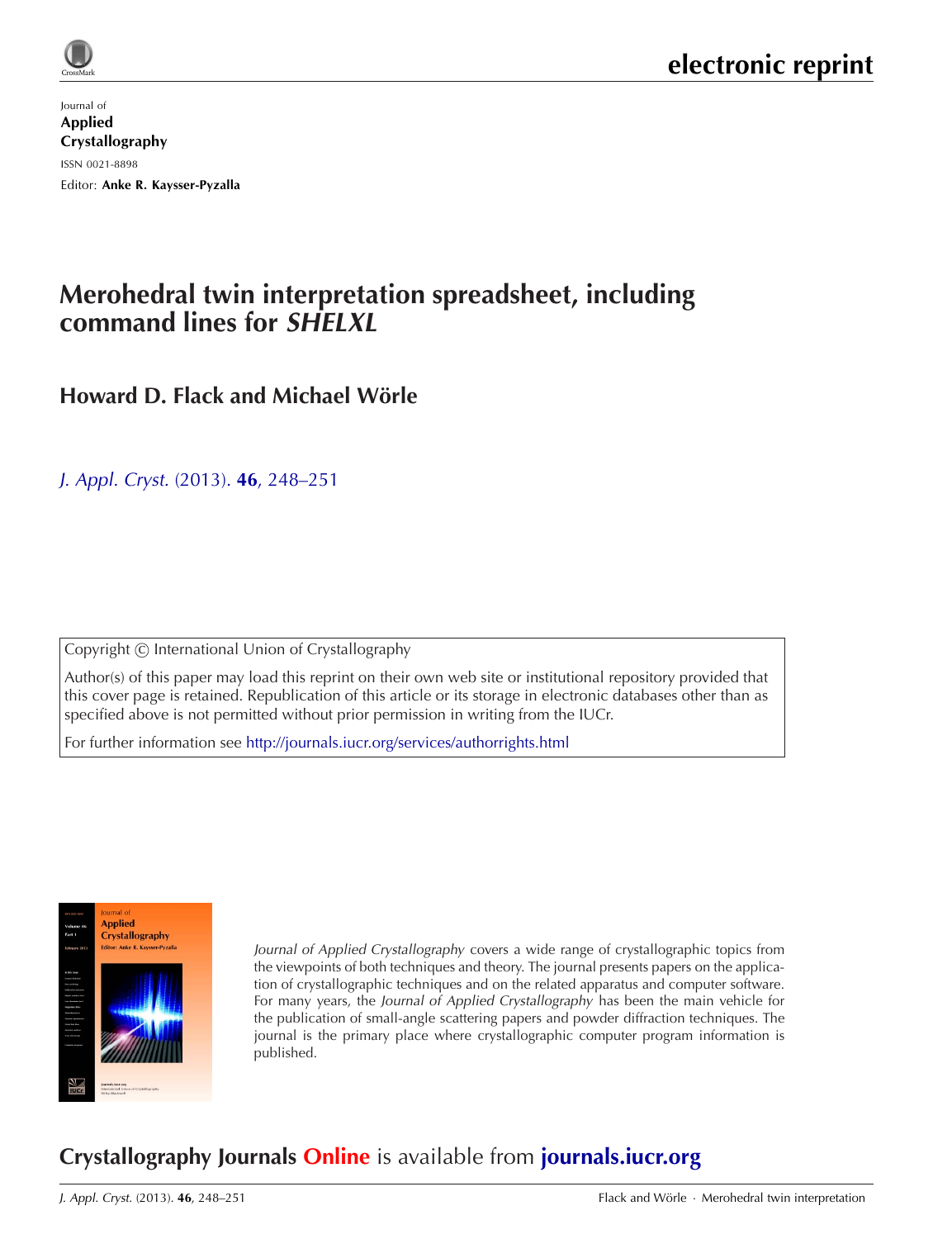electronic reprint

Journal of
**Applied Crystallography**

ISSN 0021-8898

Editor: **Anke R. Kaysser-Pyzalla**

# Merohedral twin interpretation spreadsheet, including command lines for *SHELXL*

**Howard D. Flack and Michael Wörle**

*J. Appl. Cryst.* (2013). **46**, 248–251

Copyright © International Union of Crystallography

Author(s) of this paper may load this reprint on their own web site or institutional repository provided that this cover page is retained. Republication of this article or its storage in electronic databases other than as specified above is not permitted without prior permission in writing from the IUCr.

For further information see http://journals.iucr.org/services/authorrights.html

*Journal of Applied Crystallography* covers a wide range of crystallographic topics from the viewpoints of both techniques and theory. The journal presents papers on the application of crystallographic techniques and on the related apparatus and computer software. For many years, the *Journal of Applied Crystallography* has been the main vehicle for the publication of small-angle scattering papers and powder diffraction techniques. The journal is the primary place where crystallographic computer program information is published.

**Crystallography Journals Online** is available from **journals.iucr.org**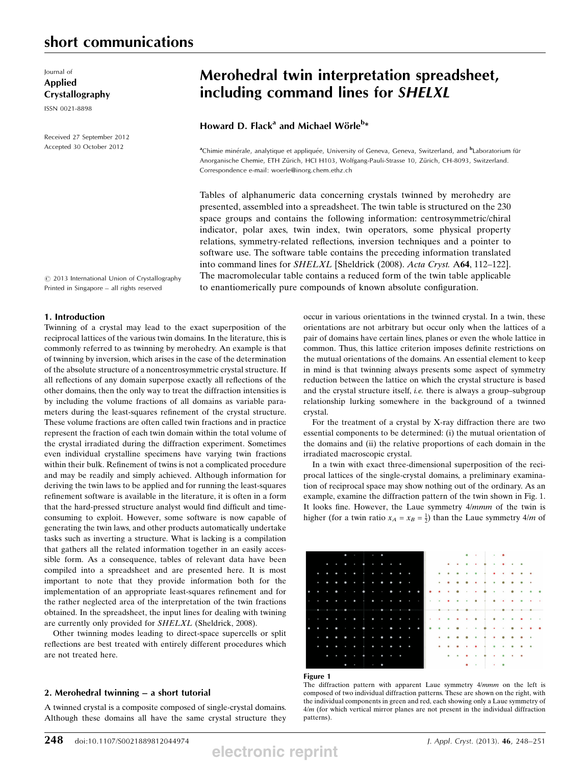# short communications

Journal of
**Applied Crystallography**
ISSN 0021-8898

Received 27 September 2012
Accepted 30 October 2012

© 2013 International Union of Crystallography
Printed in Singapore – all rights reserved

# Merohedral twin interpretation spreadsheet, including command lines for *SHELXL*

**Howard D. Flack[a] and Michael Wörle[b]***

[a]Chimie minérale, analytique et appliquée, University of Geneva, Geneva, Switzerland, and [b]Laboratorium für Anorganische Chemie, ETH Zürich, HCI H103, Wolfgang-Pauli-Strasse 10, Zürich, CH-8093, Switzerland. Correspondence e-mail: woerle@inorg.chem.ethz.ch

Tables of alphanumeric data concerning crystals twinned by merohedry are presented, assembled into a spreadsheet. The twin table is structured on the 230 space groups and contains the following information: centrosymmetric/chiral indicator, polar axes, twin index, twin operators, some physical property relations, symmetry-related reflections, inversion techniques and a pointer to software use. The software table contains the preceding information translated into command lines for *SHELXL* [Sheldrick (2008). *Acta Cryst.* **A64**, 112–122]. The macromolecular table contains a reduced form of the twin table applicable to enantiomerically pure compounds of known absolute configuration.

## 1. Introduction

Twinning of a crystal may lead to the exact superposition of the reciprocal lattices of the various twin domains. In the literature, this is commonly referred to as twinning by merohedry. An example is that of twinning by inversion, which arises in the case of the determination of the absolute structure of a noncentrosymmetric crystal structure. If all reflections of any domain superpose exactly all reflections of the other domains, then the only way to treat the diffraction intensities is by including the volume fractions of all domains as variable parameters during the least-squares refinement of the crystal structure. These volume fractions are often called twin fractions and in practice represent the fraction of each twin domain within the total volume of the crystal irradiated during the diffraction experiment. Sometimes even individual crystalline specimens have varying twin fractions within their bulk. Refinement of twins is not a complicated procedure and may be readily and simply achieved. Although information for deriving the twin laws to be applied and for running the least-squares refinement software is available in the literature, it is often in a form that the hard-pressed structure analyst would find difficult and time-consuming to exploit. However, some software is now capable of generating the twin laws, and other products automatically undertake tasks such as inverting a structure. What is lacking is a compilation that gathers all the related information together in an easily accessible form. As a consequence, tables of relevant data have been compiled into a spreadsheet and are presented here. It is most important to note that they provide information both for the implementation of an appropriate least-squares refinement and for the rather neglected area of the interpretation of the twin fractions obtained. In the spreadsheet, the input lines for dealing with twining are currently only provided for *SHELXL* (Sheldrick, 2008).

Other twinning modes leading to direct-space supercells or split reflections are best treated with entirely different procedures which are not treated here.

## 2. Merohedral twinning – a short tutorial

A twinned crystal is a composite composed of single-crystal domains. Although these domains all have the same crystal structure they occur in various orientations in the twinned crystal. In a twin, these orientations are not arbitrary but occur only when the lattices of a pair of domains have certain lines, planes or even the whole lattice in common. Thus, this lattice criterion imposes definite restrictions on the mutual orientations of the domains. An essential element to keep in mind is that twinning always presents some aspect of symmetry reduction between the lattice on which the crystal structure is based and the crystal structure itself, *i.e.* there is always a group–subgroup relationship lurking somewhere in the background of a twinned crystal.

For the treatment of a crystal by X-ray diffraction there are two essential components to be determined: (i) the mutual orientation of the domains and (ii) the relative proportions of each domain in the irradiated macroscopic crystal.

In a twin with exact three-dimensional superposition of the reciprocal lattices of the single-crystal domains, a preliminary examination of reciprocal space may show nothing out of the ordinary. As an example, examine the diffraction pattern of the twin shown in Fig. 1. It looks fine. However, the Laue symmetry $4/mmm$ of the twin is higher (for a twin ratio $x_A = x_B = \frac{1}{2}$) than the Laue symmetry $4/m$ of

**Figure 1**
The diffraction pattern with apparent Laue symmetry $4/mmm$ on the left is composed of two individual diffraction patterns. These are shown on the right, with the individual components in green and red, each showing only a Laue symmetry of $4/m$ (for which vertical mirror planes are not present in the individual diffraction patterns).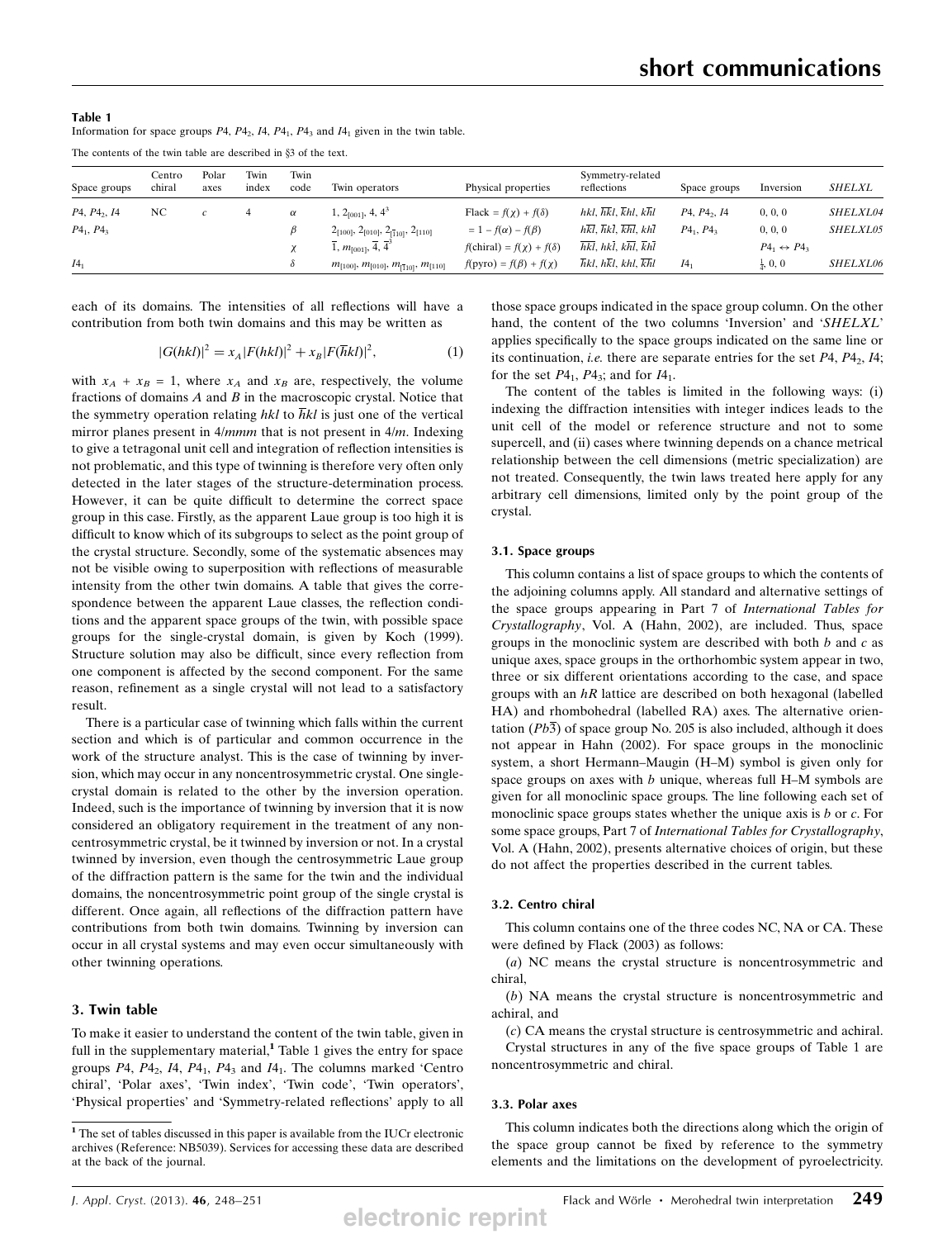**Table 1**
Information for space groups $P4$, $P4_2$, $I4$, $P4_1$, $P4_3$ and $I4_1$ given in the twin table.

The contents of the twin table are described in §3 of the text.

| Space groups | Centro chiral | Polar axes | Twin index | Twin code | Twin operators | Physical properties | Symmetry-related reflections | Space groups | Inversion | *SHELXL* |
|---|---|---|---|---|---|---|---|---|---|---|
| $P4$, $P4_2$, $I4$ | NC | $c$ | 4 | $\alpha$ | $1, 2_{[001]}, 4, 4^3$ | Flack = $f(\chi) + f(\delta)$ | $hkl, \overline{h}\overline{k}l, \overline{k}hl, k\overline{h}l$ | $P4$, $P4_2$, $I4$ | 0, 0, 0 | *SHELXL04* |
| $P4_1$, $P4_3$ | | | | $\beta$ | $2_{[100]}, 2_{[010]}, 2_{[\overline{1}10]}, 2_{[110]}$ | $= 1 - f(\alpha) - f(\beta)$ | $h\overline{k}\overline{l}, \overline{h}k\overline{l}, \overline{k}\overline{h}\overline{l}, kh\overline{l}$ | $P4_1$, $P4_3$ | 0, 0, 0 | *SHELXL05* |
| | | | | $\chi$ | $\overline{1}, m_{[001]}, \overline{4}, \overline{4}^3$ | $f(\text{chiral}) = f(\chi) + f(\delta)$ | $\overline{h}\overline{k}\overline{l}, hk\overline{l}, k\overline{h}\overline{l}, \overline{k}h\overline{l}$ | | $P4_1 \leftrightarrow P4_3$ | |
| $I4_1$ | | | | $\delta$ | $m_{[100]}, m_{[010]}, m_{[\overline{1}10]}, m_{[110]}$ | $f(\text{pyro}) = f(\beta) + f(\chi)$ | $\overline{h}kl, h\overline{k}l, khl, \overline{k}\overline{h}l$ | $I4_1$ | $\frac{1}{4}$, 0, 0 | *SHELXL06* |

each of its domains. The intensities of all reflections will have a contribution from both twin domains and this may be written as

$$|G(hkl)|^2 = x_A|F(hkl)|^2 + x_B|F(\overline{h}kl)|^2, \qquad (1)$$

with $x_A + x_B = 1$, where $x_A$ and $x_B$ are, respectively, the volume fractions of domains $A$ and $B$ in the macroscopic crystal. Notice that the symmetry operation relating $hkl$ to $\overline{h}kl$ is just one of the vertical mirror planes present in $4/mmm$ that is not present in $4/m$. Indexing to give a tetragonal unit cell and integration of reflection intensities is not problematic, and this type of twinning is therefore very often only detected in the later stages of the structure-determination process. However, it can be quite difficult to determine the correct space group in this case. Firstly, as the apparent Laue group is too high it is difficult to know which of its subgroups to select as the point group of the crystal structure. Secondly, some of the systematic absences may not be visible owing to superposition with reflections of measurable intensity from the other twin domains. A table that gives the correspondence between the apparent Laue classes, the reflection conditions and the apparent space groups of the twin, with possible space groups for the single-crystal domain, is given by Koch (1999). Structure solution may also be difficult, since every reflection from one component is affected by the second component. For the same reason, refinement as a single crystal will not lead to a satisfactory result.

There is a particular case of twinning which falls within the current section and which is of particular and common occurrence in the work of the structure analyst. This is the case of twinning by inversion, which may occur in any noncentrosymmetric crystal. One single-crystal domain is related to the other by the inversion operation. Indeed, such is the importance of twinning by inversion that it is now considered an obligatory requirement in the treatment of any noncentrosymmetric crystal, be it twinned by inversion or not. In a crystal twinned by inversion, even though the centrosymmetric Laue group of the diffraction pattern is the same for the twin and the individual domains, the noncentrosymmetric point group of the single crystal is different. Once again, all reflections of the diffraction pattern have contributions from both twin domains. Twinning by inversion can occur in all crystal systems and may even occur simultaneously with other twinning operations.

## 3. Twin table

To make it easier to understand the content of the twin table, given in full in the supplementary material,[1] Table 1 gives the entry for space groups $P4$, $P4_2$, $I4$, $P4_1$, $P4_3$ and $I4_1$. The columns marked 'Centro chiral', 'Polar axes', 'Twin index', 'Twin code', 'Twin operators', 'Physical properties' and 'Symmetry-related reflections' apply to all those space groups indicated in the space group column. On the other hand, the content of the two columns 'Inversion' and '*SHELXL*' applies specifically to the space groups indicated on the same line or its continuation, *i.e.* there are separate entries for the set $P4$, $P4_2$, $I4$; for the set $P4_1$, $P4_3$; and for $I4_1$.

The content of the tables is limited in the following ways: (i) indexing the diffraction intensities with integer indices leads to the unit cell of the model or reference structure and not to some supercell, and (ii) cases where twinning depends on a chance metrical relationship between the cell dimensions (metric specialization) are not treated. Consequently, the twin laws treated here apply for any arbitrary cell dimensions, limited only by the point group of the crystal.

### 3.1. Space groups

This column contains a list of space groups to which the contents of the adjoining columns apply. All standard and alternative settings of the space groups appearing in Part 7 of *International Tables for Crystallography*, Vol. A (Hahn, 2002), are included. Thus, space groups in the monoclinic system are described with both $b$ and $c$ as unique axes, space groups in the orthorhombic system appear in two, three or six different orientations according to the case, and space groups with an $hR$ lattice are described on both hexagonal (labelled HA) and rhombohedral (labelled RA) axes. The alternative orientation ($Pb\overline{3}$) of space group No. 205 is also included, although it does not appear in Hahn (2002). For space groups in the monoclinic system, a short Hermann–Maugin (H–M) symbol is given only for space groups on axes with $b$ unique, whereas full H–M symbols are given for all monoclinic space groups. The line following each set of monoclinic space groups states whether the unique axis is $b$ or $c$. For some space groups, Part 7 of *International Tables for Crystallography*, Vol. A (Hahn, 2002), presents alternative choices of origin, but these do not affect the properties described in the current tables.

### 3.2. Centro chiral

This column contains one of the three codes NC, NA or CA. These were defined by Flack (2003) as follows:

(*a*) NC means the crystal structure is noncentrosymmetric and chiral,

(*b*) NA means the crystal structure is noncentrosymmetric and achiral, and

(*c*) CA means the crystal structure is centrosymmetric and achiral.

Crystal structures in any of the five space groups of Table 1 are noncentrosymmetric and chiral.

### 3.3. Polar axes

This column indicates both the directions along which the origin of the space group cannot be fixed by reference to the symmetry elements and the limitations on the development of pyroelectricity.

[1] The set of tables discussed in this paper is available from the IUCr electronic archives (Reference: NB5039). Services for accessing these data are described at the back of the journal.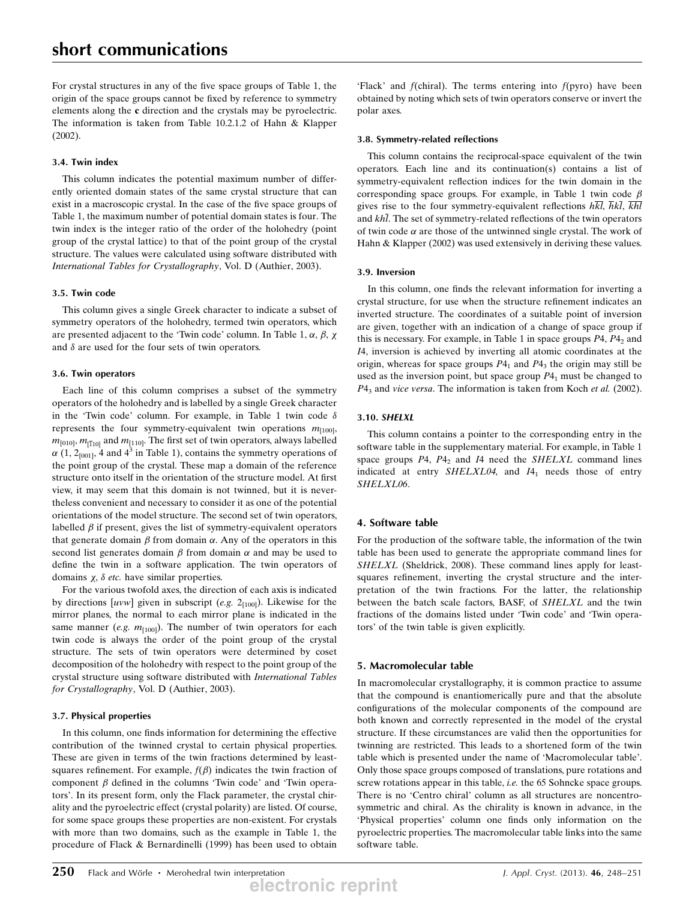For crystal structures in any of the five space groups of Table 1, the origin of the space groups cannot be fixed by reference to symmetry elements along the **c** direction and the crystals may be pyroelectric. The information is taken from Table 10.2.1.2 of Hahn & Klapper (2002).

### 3.4. Twin index

This column indicates the potential maximum number of differently oriented domain states of the same crystal structure that can exist in a macroscopic crystal. In the case of the five space groups of Table 1, the maximum number of potential domain states is four. The twin index is the integer ratio of the order of the holohedry (point group of the crystal lattice) to that of the point group of the crystal structure. The values were calculated using software distributed with *International Tables for Crystallography*, Vol. D (Authier, 2003).

### 3.5. Twin code

This column gives a single Greek character to indicate a subset of symmetry operators of the holohedry, termed twin operators, which are presented adjacent to the 'Twin code' column. In Table 1, $\alpha$, $\beta$, $\chi$ and $\delta$ are used for the four sets of twin operators.

### 3.6. Twin operators

Each line of this column comprises a subset of the symmetry operators of the holohedry and is labelled by a single Greek character in the 'Twin code' column. For example, in Table 1 twin code $\delta$ represents the four symmetry-equivalent twin operations $m_{[100]}$, $m_{[010]}$, $m_{[\bar{1}10]}$ and $m_{[110]}$. The first set of twin operators, always labelled $\alpha$ ($1$, $2_{[001]}$, $4$ and $4^3$ in Table 1), contains the symmetry operations of the point group of the crystal. These map a domain of the reference structure onto itself in the orientation of the structure model. At first view, it may seem that this domain is not twinned, but it is nevertheless convenient and necessary to consider it as one of the potential orientations of the model structure. The second set of twin operators, labelled $\beta$ if present, gives the list of symmetry-equivalent operators that generate domain $\beta$ from domain $\alpha$. Any of the operators in this second list generates domain $\beta$ from domain $\alpha$ and may be used to define the twin in a software application. The twin operators of domains $\chi$, $\delta$ *etc.* have similar properties.

For the various twofold axes, the direction of each axis is indicated by directions [*uvw*] given in subscript (*e.g.* $2_{[100]}$). Likewise for the mirror planes, the normal to each mirror plane is indicated in the same manner (*e.g.* $m_{[100]}$). The number of twin operators for each twin code is always the order of the point group of the crystal structure. The sets of twin operators were determined by coset decomposition of the holohedry with respect to the point group of the crystal structure using software distributed with *International Tables for Crystallography*, Vol. D (Authier, 2003).

### 3.7. Physical properties

In this column, one finds information for determining the effective contribution of the twinned crystal to certain physical properties. These are given in terms of the twin fractions determined by least-squares refinement. For example, $f(\beta)$ indicates the twin fraction of component $\beta$ defined in the columns 'Twin code' and 'Twin operators'. In its present form, only the Flack parameter, the crystal chirality and the pyroelectric effect (crystal polarity) are listed. Of course, for some space groups these properties are non-existent. For crystals with more than two domains, such as the example in Table 1, the procedure of Flack & Bernardinelli (1999) has been used to obtain 'Flack' and $f$(chiral). The terms entering into $f$(pyro) have been obtained by noting which sets of twin operators conserve or invert the polar axes.

### 3.8. Symmetry-related reflections

This column contains the reciprocal-space equivalent of the twin operators. Each line and its continuation(s) contains a list of symmetry-equivalent reflection indices for the twin domain in the corresponding space groups. For example, in Table 1 twin code $\beta$ gives rise to the four symmetry-equivalent reflections $h\bar{k}\bar{l}$, $\bar{h}k\bar{l}$, $\bar{k}\bar{h}l$ and $kh\bar{l}$. The set of symmetry-related reflections of the twin operators of twin code $\alpha$ are those of the untwinned single crystal. The work of Hahn & Klapper (2002) was used extensively in deriving these values.

### 3.9. Inversion

In this column, one finds the relevant information for inverting a crystal structure, for use when the structure refinement indicates an inverted structure. The coordinates of a suitable point of inversion are given, together with an indication of a change of space group if this is necessary. For example, in Table 1 in space groups $P4$, $P4_2$ and $I4$, inversion is achieved by inverting all atomic coordinates at the origin, whereas for space groups $P4_1$ and $P4_3$ the origin may still be used as the inversion point, but space group $P4_1$ must be changed to $P4_3$ and *vice versa*. The information is taken from Koch *et al.* (2002).

### 3.10. *SHELXL*

This column contains a pointer to the corresponding entry in the software table in the supplementary material. For example, in Table 1 space groups $P4$, $P4_2$ and $I4$ need the *SHELXL* command lines indicated at entry *SHELXL04*, and $I4_1$ needs those of entry *SHELXL06*.

## 4. Software table

For the production of the software table, the information of the twin table has been used to generate the appropriate command lines for *SHELXL* (Sheldrick, 2008). These command lines apply for least-squares refinement, inverting the crystal structure and the interpretation of the twin fractions. For the latter, the relationship between the batch scale factors, BASF, of *SHELXL* and the twin fractions of the domains listed under 'Twin code' and 'Twin operators' of the twin table is given explicitly.

## 5. Macromolecular table

In macromolecular crystallography, it is common practice to assume that the compound is enantiomerically pure and that the absolute configurations of the molecular components of the compound are both known and correctly represented in the model of the crystal structure. If these circumstances are valid then the opportunities for twinning are restricted. This leads to a shortened form of the twin table which is presented under the name of 'Macromolecular table'. Only those space groups composed of translations, pure rotations and screw rotations appear in this table, *i.e.* the 65 Sohncke space groups. There is no 'Centro chiral' column as all structures are noncentrosymmetric and chiral. As the chirality is known in advance, in the 'Physical properties' column one finds only information on the pyroelectric properties. The macromolecular table links into the same software table.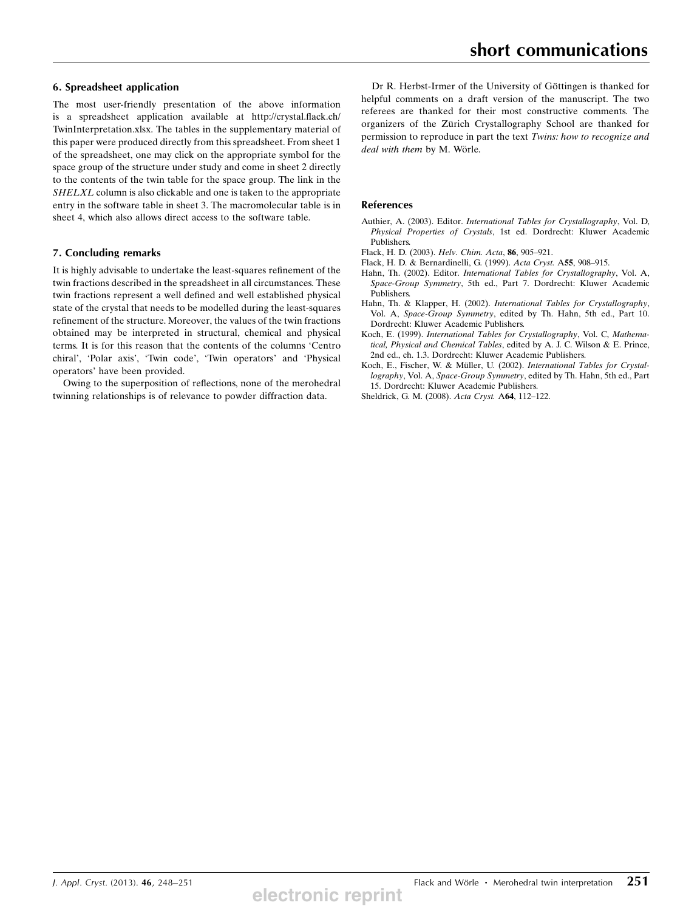## 6. Spreadsheet application

The most user-friendly presentation of the above information is a spreadsheet application available at http://crystal.flack.ch/TwinInterpretation.xlsx. The tables in the supplementary material of this paper were produced directly from this spreadsheet. From sheet 1 of the spreadsheet, one may click on the appropriate symbol for the space group of the structure under study and come in sheet 2 directly to the contents of the twin table for the space group. The link in the *SHELXL* column is also clickable and one is taken to the appropriate entry in the software table in sheet 3. The macromolecular table is in sheet 4, which also allows direct access to the software table.

## 7. Concluding remarks

It is highly advisable to undertake the least-squares refinement of the twin fractions described in the spreadsheet in all circumstances. These twin fractions represent a well defined and well established physical state of the crystal that needs to be modelled during the least-squares refinement of the structure. Moreover, the values of the twin fractions obtained may be interpreted in structural, chemical and physical terms. It is for this reason that the contents of the columns 'Centro chiral', 'Polar axis', 'Twin code', 'Twin operators' and 'Physical operators' have been provided.

Owing to the superposition of reflections, none of the merohedral twinning relationships is of relevance to powder diffraction data.

Dr R. Herbst-Irmer of the University of Göttingen is thanked for helpful comments on a draft version of the manuscript. The two referees are thanked for their most constructive comments. The organizers of the Zürich Crystallography School are thanked for permission to reproduce in part the text *Twins: how to recognize and deal with them* by M. Wörle.

## References

Authier, A. (2003). Editor. *International Tables for Crystallography*, Vol. D, *Physical Properties of Crystals*, 1st ed. Dordrecht: Kluwer Academic Publishers.

Flack, H. D. (2003). *Helv. Chim. Acta*, **86**, 905–921.

Flack, H. D. & Bernardinelli, G. (1999). *Acta Cryst.* A**55**, 908–915.

Hahn, Th. (2002). Editor. *International Tables for Crystallography*, Vol. A, *Space-Group Symmetry*, 5th ed., Part 7. Dordrecht: Kluwer Academic Publishers.

Hahn, Th. & Klapper, H. (2002). *International Tables for Crystallography*, Vol. A, *Space-Group Symmetry*, edited by Th. Hahn, 5th ed., Part 10. Dordrecht: Kluwer Academic Publishers.

Koch, E. (1999). *International Tables for Crystallography*, Vol. C, *Mathematical, Physical and Chemical Tables*, edited by A. J. C. Wilson & E. Prince, 2nd ed., ch. 1.3. Dordrecht: Kluwer Academic Publishers.

Koch, E., Fischer, W. & Müller, U. (2002). *International Tables for Crystallography*, Vol. A, *Space-Group Symmetry*, edited by Th. Hahn, 5th ed., Part 15. Dordrecht: Kluwer Academic Publishers.

Sheldrick, G. M. (2008). *Acta Cryst.* A**64**, 112–122.